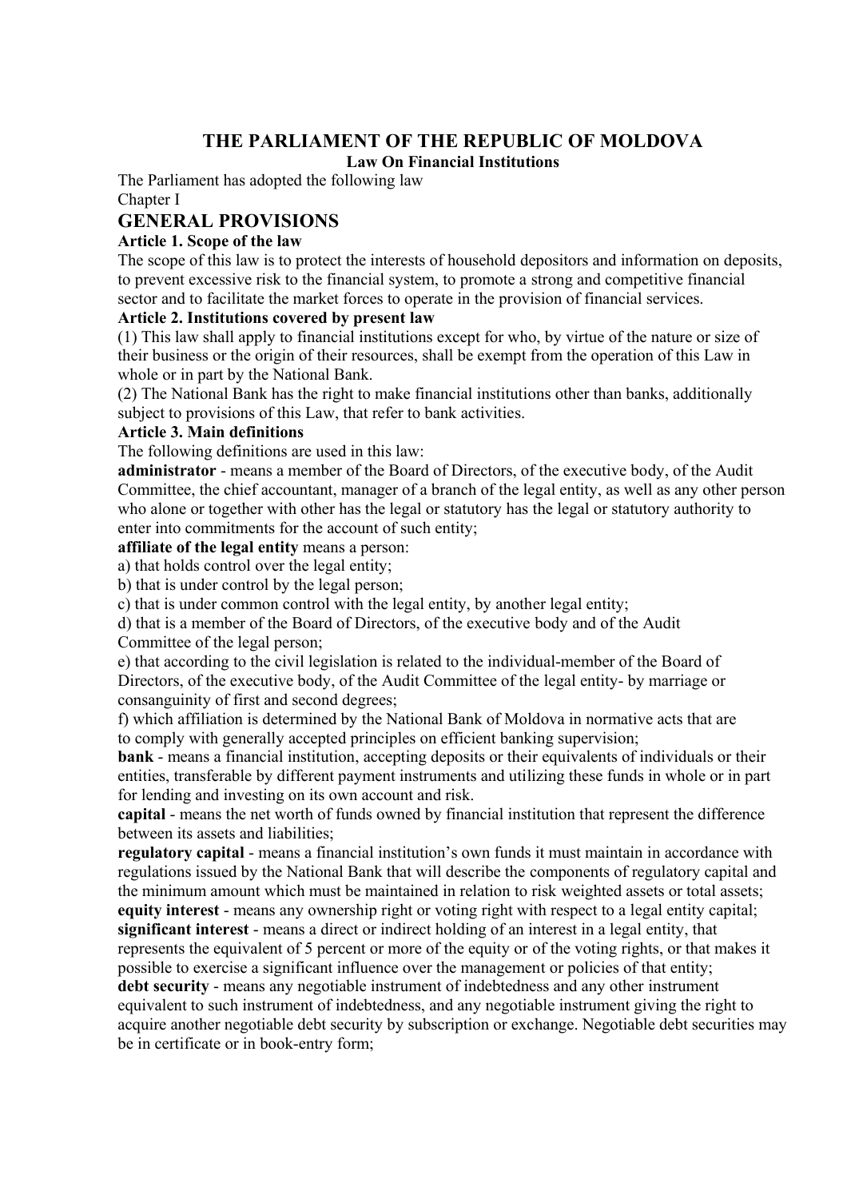# THE PARLIAMENT OF THE REPUBLIC OF MOLDOVA

**Law On Financial Institutions**

The Parliament has adopted the following law

Chapter I

## GENERAL PROVISIONS

**Article 1. Scope of the law**

The scope of this law is to protect the interests of household depositors and information on deposits, to prevent excessive risk to the financial system, to promote a strong and competitive financial sector and to facilitate the market forces to operate in the provision of financial services.

**Article 2. Institutions covered by present law**

(1) This law shall apply to financial institutions except for who, by virtue of the nature or size of their business or the origin of their resources, shall be exempt from the operation of this Law in whole or in part by the National Bank.

(2) The National Bank has the right to make financial institutions other than banks, additionally subject to provisions of this Law, that refer to bank activities.

**Article 3. Main definitions**

The following definitions are used in this law:

**administrator** - means a member of the Board of Directors, of the executive body, of the Audit Committee, the chief accountant, manager of a branch of the legal entity, as well as any other person who alone or together with other has the legal or statutory has the legal or statutory authority to enter into commitments for the account of such entity;

**affiliate of the legal entity** means a person:

a) that holds control over the legal entity;

b) that is under control by the legal person;

c) that is under common control with the legal entity, by another legal entity;

d) that is a member of the Board of Directors, of the executive body and of the Audit Committee of the legal person;

e) that according to the civil legislation is related to the individual-member of the Board of Directors, of the executive body, of the Audit Committee of the legal entity- by marriage or consanguinity of first and second degrees;

f) which affiliation is determined by the National Bank of Moldova in normative acts that are to comply with generally accepted principles on efficient banking supervision;

**bank** - means a financial institution, accepting deposits or their equivalents of individuals or their entities, transferable by different payment instruments and utilizing these funds in whole or in part for lending and investing on its own account and risk.

**capital** - means the net worth of funds owned by financial institution that represent the difference between its assets and liabilities;

**regulatory capital** - means a financial institution's own funds it must maintain in accordance with regulations issued by the National Bank that will describe the components of regulatory capital and the minimum amount which must be maintained in relation to risk weighted assets or total assets;

**equity interest** - means any ownership right or voting right with respect to a legal entity capital;

**significant interest** - means a direct or indirect holding of an interest in a legal entity, that represents the equivalent of 5 percent or more of the equity or of the voting rights, or that makes it possible to exercise a significant influence over the management or policies of that entity;

**debt security** - means any negotiable instrument of indebtedness and any other instrument equivalent to such instrument of indebtedness, and any negotiable instrument giving the right to acquire another negotiable debt security by subscription or exchange. Negotiable debt securities may be in certificate or in book-entry form;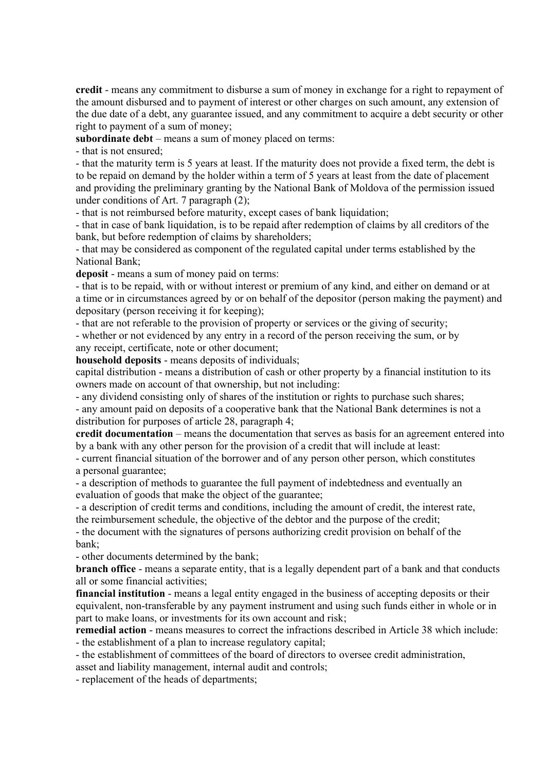**credit** - means any commitment to disburse a sum of money in exchange for a right to repayment of the amount disbursed and to payment of interest or other charges on such amount, any extension of the due date of a debt, any guarantee issued, and any commitment to acquire a debt security or other right to payment of a sum of money;

**subordinate debt** – means a sum of money placed on terms:

- that is not ensured;
- that the maturity term is 5 years at least. If the maturity does not provide a fixed term, the debt is to be repaid on demand by the holder within a term of 5 years at least from the date of placement and providing the preliminary granting by the National Bank of Moldova of the permission issued under conditions of Art. 7 paragraph (2);
- that is not reimbursed before maturity, except cases of bank liquidation;
- that in case of bank liquidation, is to be repaid after redemption of claims by all creditors of the bank, but before redemption of claims by shareholders;
- that may be considered as component of the regulated capital under terms established by the National Bank;

**deposit** - means a sum of money paid on terms:

- that is to be repaid, with or without interest or premium of any kind, and either on demand or at a time or in circumstances agreed by or on behalf of the depositor (person making the payment) and depositary (person receiving it for keeping);
- that are not referable to the provision of property or services or the giving of security;
- whether or not evidenced by any entry in a record of the person receiving the sum, or by any receipt, certificate, note or other document;

**household deposits** - means deposits of individuals;

capital distribution - means a distribution of cash or other property by a financial institution to its owners made on account of that ownership, but not including:

- any dividend consisting only of shares of the institution or rights to purchase such shares;
- any amount paid on deposits of a cooperative bank that the National Bank determines is not a distribution for purposes of article 28, paragraph 4;

**credit documentation** – means the documentation that serves as basis for an agreement entered into by a bank with any other person for the provision of a credit that will include at least:

- current financial situation of the borrower and of any person other person, which constitutes a personal guarantee;
- a description of methods to guarantee the full payment of indebtedness and eventually an evaluation of goods that make the object of the guarantee;
- a description of credit terms and conditions, including the amount of credit, the interest rate, the reimbursement schedule, the objective of the debtor and the purpose of the credit;
- the document with the signatures of persons authorizing credit provision on behalf of the bank;
- other documents determined by the bank;

**branch office** - means a separate entity, that is a legally dependent part of a bank and that conducts all or some financial activities;

**financial institution** - means a legal entity engaged in the business of accepting deposits or their equivalent, non-transferable by any payment instrument and using such funds either in whole or in part to make loans, or investments for its own account and risk;

**remedial action** - means measures to correct the infractions described in Article 38 which include:

- the establishment of a plan to increase regulatory capital;
- the establishment of committees of the board of directors to oversee credit administration, asset and liability management, internal audit and controls;
- replacement of the heads of departments;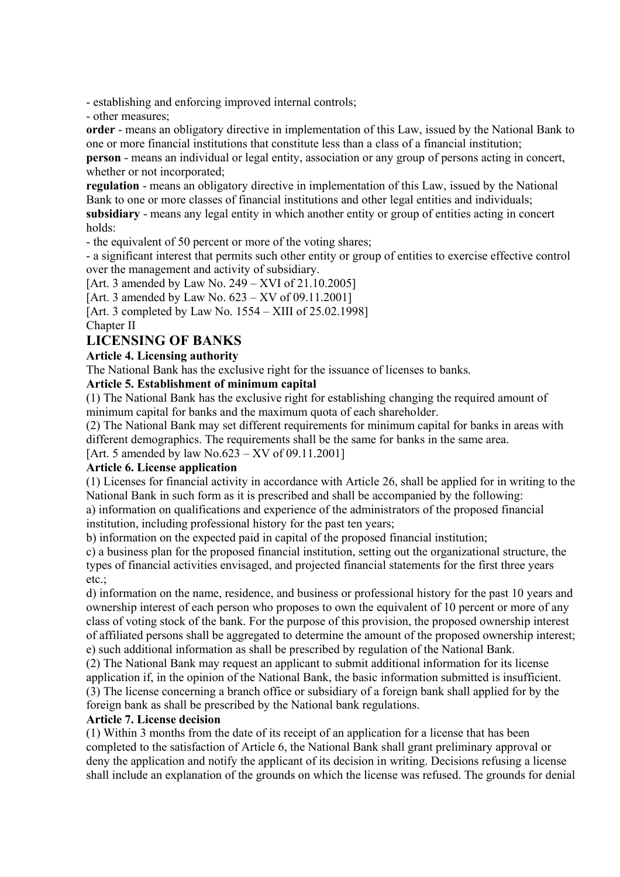- establishing and enforcing improved internal controls;

- other measures;

**order** - means an obligatory directive in implementation of this Law, issued by the National Bank to one or more financial institutions that constitute less than a class of a financial institution;

**person** - means an individual or legal entity, association or any group of persons acting in concert, whether or not incorporated;

**regulation** - means an obligatory directive in implementation of this Law, issued by the National Bank to one or more classes of financial institutions and other legal entities and individuals;

**subsidiary** - means any legal entity in which another entity or group of entities acting in concert holds:

- the equivalent of 50 percent or more of the voting shares;

- a significant interest that permits such other entity or group of entities to exercise effective control over the management and activity of subsidiary.

[Art. 3 amended by Law No. 249 – XVI of 21.10.2005]

[Art. 3 amended by Law No. 623 – XV of 09.11.2001]

[Art. 3 completed by Law No. 1554 – XIII of 25.02.1998]

Chapter II

## LICENSING OF BANKS

**Article 4. Licensing authority**

The National Bank has the exclusive right for the issuance of licenses to banks.

**Article 5. Establishment of minimum capital**

(1) The National Bank has the exclusive right for establishing changing the required amount of minimum capital for banks and the maximum quota of each shareholder.

(2) The National Bank may set different requirements for minimum capital for banks in areas with different demographics. The requirements shall be the same for banks in the same area.

[Art. 5 amended by law No.623 – XV of 09.11.2001]

**Article 6. License application**

(1) Licenses for financial activity in accordance with Article 26, shall be applied for in writing to the National Bank in such form as it is prescribed and shall be accompanied by the following:

a) information on qualifications and experience of the administrators of the proposed financial institution, including professional history for the past ten years;

b) information on the expected paid in capital of the proposed financial institution;

c) a business plan for the proposed financial institution, setting out the organizational structure, the types of financial activities envisaged, and projected financial statements for the first three years etc.;

d) information on the name, residence, and business or professional history for the past 10 years and ownership interest of each person who proposes to own the equivalent of 10 percent or more of any class of voting stock of the bank. For the purpose of this provision, the proposed ownership interest of affiliated persons shall be aggregated to determine the amount of the proposed ownership interest;

e) such additional information as shall be prescribed by regulation of the National Bank.

(2) The National Bank may request an applicant to submit additional information for its license application if, in the opinion of the National Bank, the basic information submitted is insufficient.

(3) The license concerning a branch office or subsidiary of a foreign bank shall applied for by the foreign bank as shall be prescribed by the National bank regulations.

**Article 7. License decision**

(1) Within 3 months from the date of its receipt of an application for a license that has been completed to the satisfaction of Article 6, the National Bank shall grant preliminary approval or deny the application and notify the applicant of its decision in writing. Decisions refusing a license shall include an explanation of the grounds on which the license was refused. The grounds for denial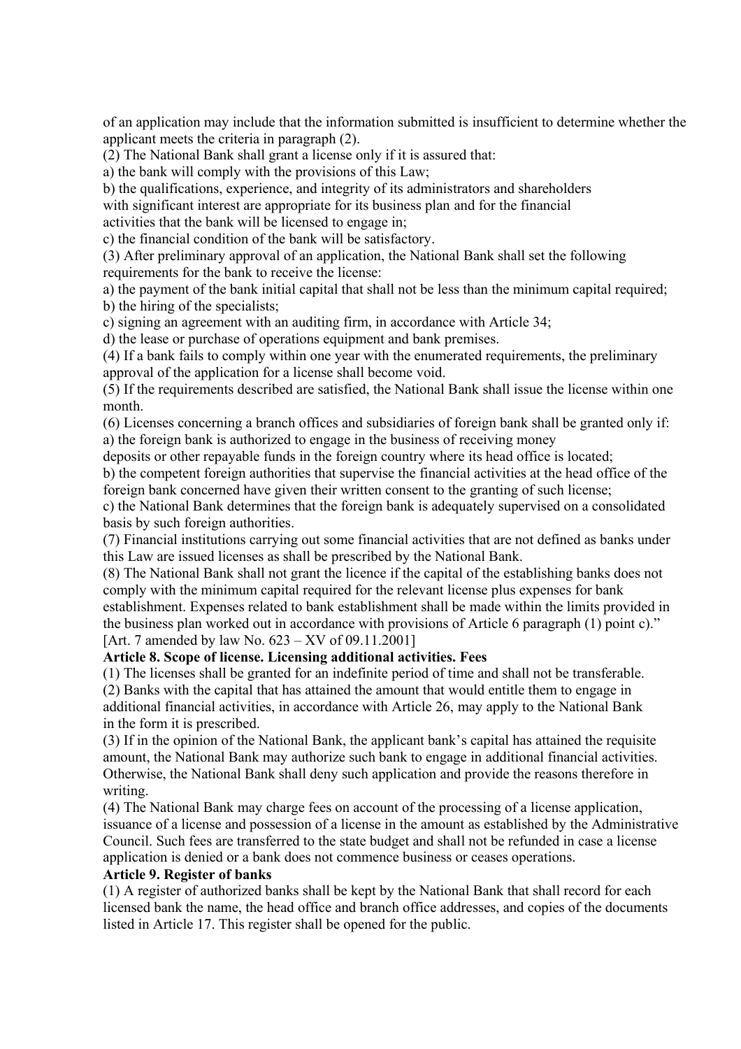of an application may include that the information submitted is insufficient to determine whether the applicant meets the criteria in paragraph (2).

(2) The National Bank shall grant a license only if it is assured that:

a) the bank will comply with the provisions of this Law;

b) the qualifications, experience, and integrity of its administrators and shareholders with significant interest are appropriate for its business plan and for the financial activities that the bank will be licensed to engage in;

c) the financial condition of the bank will be satisfactory.

(3) After preliminary approval of an application, the National Bank shall set the following requirements for the bank to receive the license:

a) the payment of the bank initial capital that shall not be less than the minimum capital required;

b) the hiring of the specialists;

c) signing an agreement with an auditing firm, in accordance with Article 34;

d) the lease or purchase of operations equipment and bank premises.

(4) If a bank fails to comply within one year with the enumerated requirements, the preliminary approval of the application for a license shall become void.

(5) If the requirements described are satisfied, the National Bank shall issue the license within one month.

(6) Licenses concerning a branch offices and subsidiaries of foreign bank shall be granted only if:

a) the foreign bank is authorized to engage in the business of receiving money deposits or other repayable funds in the foreign country where its head office is located;

b) the competent foreign authorities that supervise the financial activities at the head office of the foreign bank concerned have given their written consent to the granting of such license;

c) the National Bank determines that the foreign bank is adequately supervised on a consolidated basis by such foreign authorities.

(7) Financial institutions carrying out some financial activities that are not defined as banks under this Law are issued licenses as shall be prescribed by the National Bank.

(8) The National Bank shall not grant the licence if the capital of the establishing banks does not comply with the minimum capital required for the relevant license plus expenses for bank establishment. Expenses related to bank establishment shall be made within the limits provided in the business plan worked out in accordance with provisions of Article 6 paragraph (1) point c)."

[Art. 7 amended by law No. 623 – XV of 09.11.2001]

**Article 8. Scope of license. Licensing additional activities. Fees**

(1) The licenses shall be granted for an indefinite period of time and shall not be transferable.

(2) Banks with the capital that has attained the amount that would entitle them to engage in additional financial activities, in accordance with Article 26, may apply to the National Bank in the form it is prescribed.

(3) If in the opinion of the National Bank, the applicant bank's capital has attained the requisite amount, the National Bank may authorize such bank to engage in additional financial activities. Otherwise, the National Bank shall deny such application and provide the reasons therefore in writing.

(4) The National Bank may charge fees on account of the processing of a license application, issuance of a license and possession of a license in the amount as established by the Administrative Council. Such fees are transferred to the state budget and shall not be refunded in case a license application is denied or a bank does not commence business or ceases operations.

**Article 9. Register of banks**

(1) A register of authorized banks shall be kept by the National Bank that shall record for each licensed bank the name, the head office and branch office addresses, and copies of the documents listed in Article 17. This register shall be opened for the public.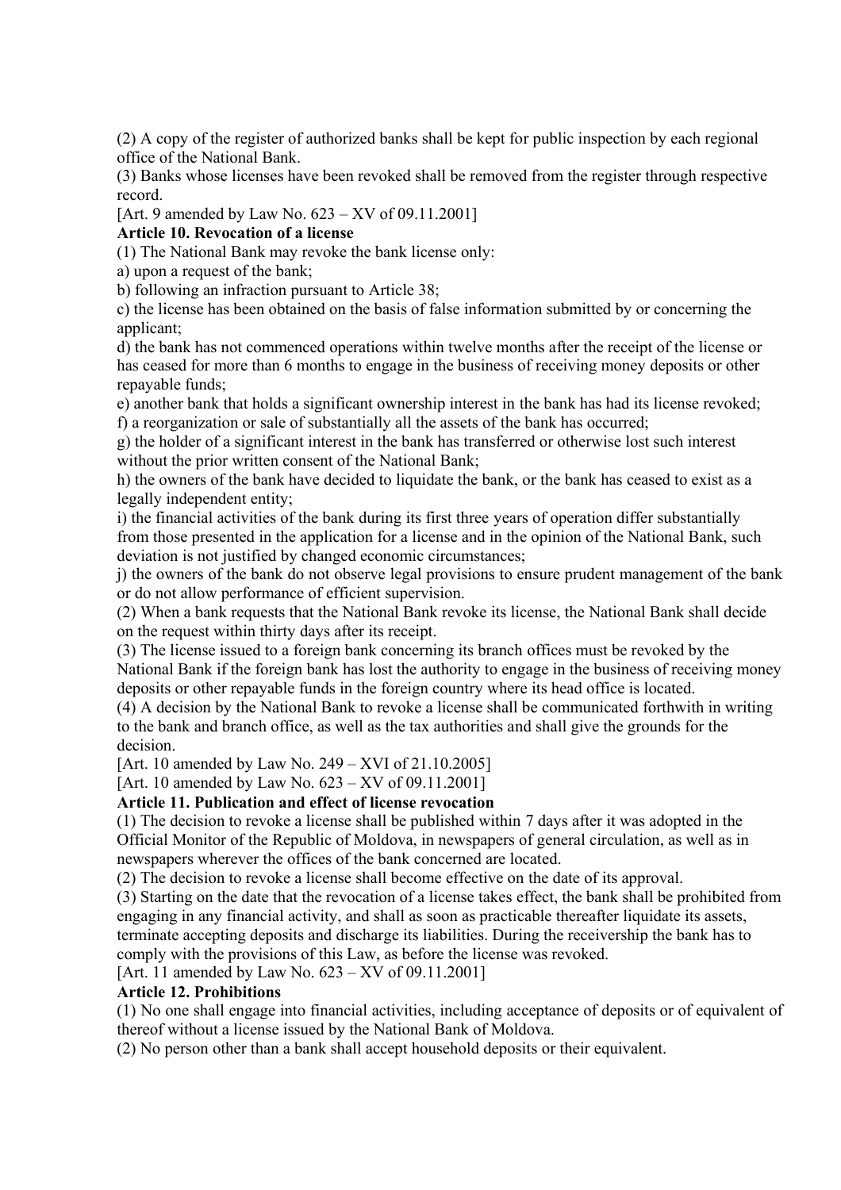(2) A copy of the register of authorized banks shall be kept for public inspection by each regional office of the National Bank.

(3) Banks whose licenses have been revoked shall be removed from the register through respective record.

[Art. 9 amended by Law No. 623 – XV of 09.11.2001]

**Article 10. Revocation of a license**

(1) The National Bank may revoke the bank license only:

a) upon a request of the bank;

b) following an infraction pursuant to Article 38;

c) the license has been obtained on the basis of false information submitted by or concerning the applicant;

d) the bank has not commenced operations within twelve months after the receipt of the license or has ceased for more than 6 months to engage in the business of receiving money deposits or other repayable funds;

e) another bank that holds a significant ownership interest in the bank has had its license revoked;

f) a reorganization or sale of substantially all the assets of the bank has occurred;

g) the holder of a significant interest in the bank has transferred or otherwise lost such interest without the prior written consent of the National Bank;

h) the owners of the bank have decided to liquidate the bank, or the bank has ceased to exist as a legally independent entity;

i) the financial activities of the bank during its first three years of operation differ substantially from those presented in the application for a license and in the opinion of the National Bank, such deviation is not justified by changed economic circumstances;

j) the owners of the bank do not observe legal provisions to ensure prudent management of the bank or do not allow performance of efficient supervision.

(2) When a bank requests that the National Bank revoke its license, the National Bank shall decide on the request within thirty days after its receipt.

(3) The license issued to a foreign bank concerning its branch offices must be revoked by the National Bank if the foreign bank has lost the authority to engage in the business of receiving money deposits or other repayable funds in the foreign country where its head office is located.

(4) A decision by the National Bank to revoke a license shall be communicated forthwith in writing to the bank and branch office, as well as the tax authorities and shall give the grounds for the decision.

[Art. 10 amended by Law No. 249 – XVI of 21.10.2005]

[Art. 10 amended by Law No. 623 – XV of 09.11.2001]

**Article 11. Publication and effect of license revocation**

(1) The decision to revoke a license shall be published within 7 days after it was adopted in the Official Monitor of the Republic of Moldova, in newspapers of general circulation, as well as in newspapers wherever the offices of the bank concerned are located.

(2) The decision to revoke a license shall become effective on the date of its approval.

(3) Starting on the date that the revocation of a license takes effect, the bank shall be prohibited from engaging in any financial activity, and shall as soon as practicable thereafter liquidate its assets, terminate accepting deposits and discharge its liabilities. During the receivership the bank has to comply with the provisions of this Law, as before the license was revoked.

[Art. 11 amended by Law No. 623 – XV of 09.11.2001]

**Article 12. Prohibitions**

(1) No one shall engage into financial activities, including acceptance of deposits or of equivalent of thereof without a license issued by the National Bank of Moldova.

(2) No person other than a bank shall accept household deposits or their equivalent.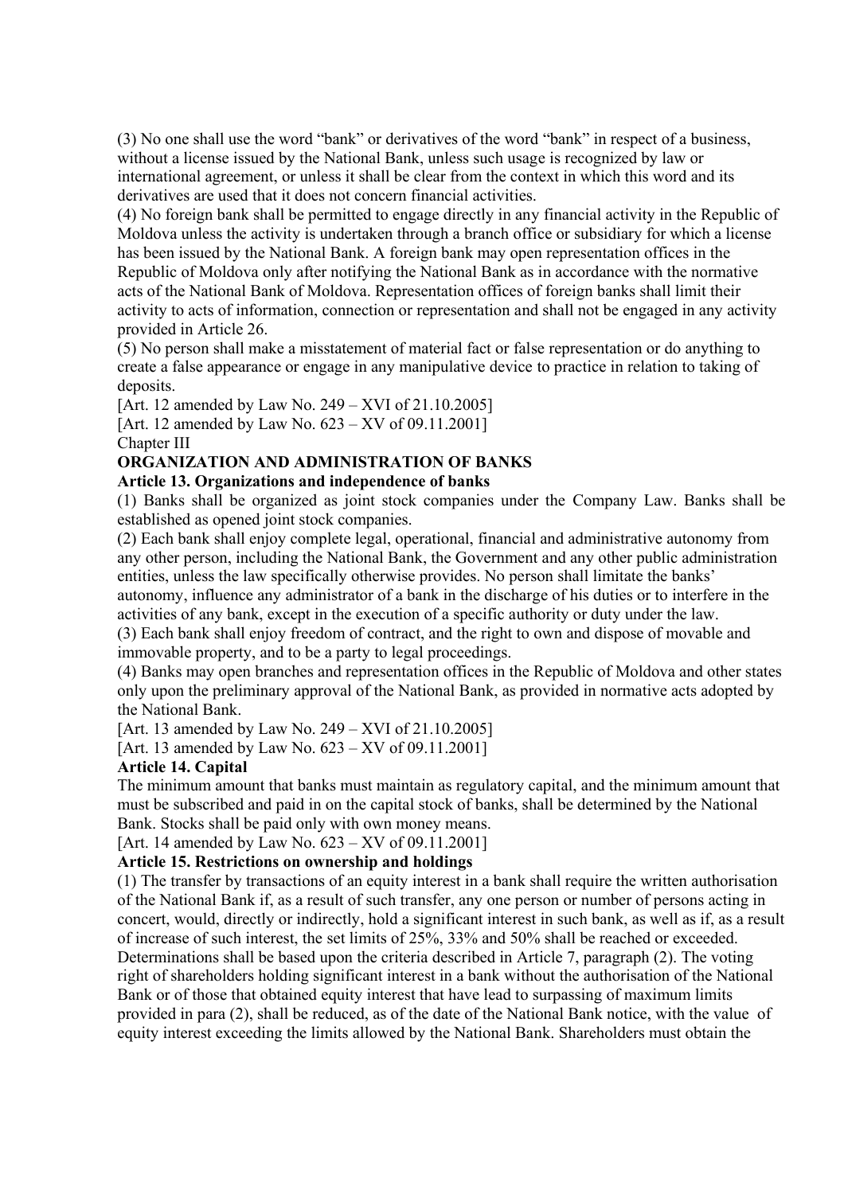(3) No one shall use the word "bank" or derivatives of the word "bank" in respect of a business, without a license issued by the National Bank, unless such usage is recognized by law or international agreement, or unless it shall be clear from the context in which this word and its derivatives are used that it does not concern financial activities.

(4) No foreign bank shall be permitted to engage directly in any financial activity in the Republic of Moldova unless the activity is undertaken through a branch office or subsidiary for which a license has been issued by the National Bank. A foreign bank may open representation offices in the Republic of Moldova only after notifying the National Bank as in accordance with the normative acts of the National Bank of Moldova. Representation offices of foreign banks shall limit their activity to acts of information, connection or representation and shall not be engaged in any activity provided in Article 26.

(5) No person shall make a misstatement of material fact or false representation or do anything to create a false appearance or engage in any manipulative device to practice in relation to taking of deposits.

[Art. 12 amended by Law No. 249 – XVI of 21.10.2005]

[Art. 12 amended by Law No. 623 – XV of 09.11.2001]

Chapter III

## ORGANIZATION AND ADMINISTRATION OF BANKS

### Article 13. Organizations and independence of banks

(1) Banks shall be organized as joint stock companies under the Company Law. Banks shall be established as opened joint stock companies.

(2) Each bank shall enjoy complete legal, operational, financial and administrative autonomy from any other person, including the National Bank, the Government and any other public administration entities, unless the law specifically otherwise provides. No person shall limitate the banks' autonomy, influence any administrator of a bank in the discharge of his duties or to interfere in the activities of any bank, except in the execution of a specific authority or duty under the law.

(3) Each bank shall enjoy freedom of contract, and the right to own and dispose of movable and immovable property, and to be a party to legal proceedings.

(4) Banks may open branches and representation offices in the Republic of Moldova and other states only upon the preliminary approval of the National Bank, as provided in normative acts adopted by the National Bank.

[Art. 13 amended by Law No. 249 – XVI of 21.10.2005]

[Art. 13 amended by Law No. 623 – XV of 09.11.2001]

### Article 14. Capital

The minimum amount that banks must maintain as regulatory capital, and the minimum amount that must be subscribed and paid in on the capital stock of banks, shall be determined by the National Bank. Stocks shall be paid only with own money means.

[Art. 14 amended by Law No. 623 – XV of 09.11.2001]

### Article 15. Restrictions on ownership and holdings

(1) The transfer by transactions of an equity interest in a bank shall require the written authorisation of the National Bank if, as a result of such transfer, any one person or number of persons acting in concert, would, directly or indirectly, hold a significant interest in such bank, as well as if, as a result of increase of such interest, the set limits of 25%, 33% and 50% shall be reached or exceeded. Determinations shall be based upon the criteria described in Article 7, paragraph (2). The voting right of shareholders holding significant interest in a bank without the authorisation of the National Bank or of those that obtained equity interest that have lead to surpassing of maximum limits provided in para (2), shall be reduced, as of the date of the National Bank notice, with the value of equity interest exceeding the limits allowed by the National Bank. Shareholders must obtain the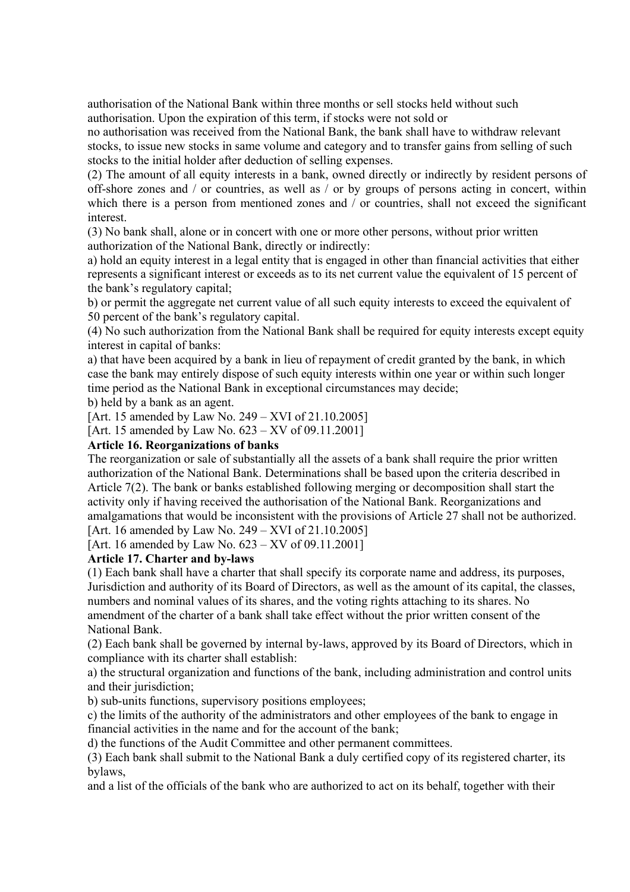authorisation of the National Bank within three months or sell stocks held without such authorisation. Upon the expiration of this term, if stocks were not sold or no authorisation was received from the National Bank, the bank shall have to withdraw relevant stocks, to issue new stocks in same volume and category and to transfer gains from selling of such stocks to the initial holder after deduction of selling expenses.

(2) The amount of all equity interests in a bank, owned directly or indirectly by resident persons of off-shore zones and / or countries, as well as / or by groups of persons acting in concert, within which there is a person from mentioned zones and / or countries, shall not exceed the significant interest.

(3) No bank shall, alone or in concert with one or more other persons, without prior written authorization of the National Bank, directly or indirectly:

a) hold an equity interest in a legal entity that is engaged in other than financial activities that either represents a significant interest or exceeds as to its net current value the equivalent of 15 percent of the bank's regulatory capital;

b) or permit the aggregate net current value of all such equity interests to exceed the equivalent of 50 percent of the bank's regulatory capital.

(4) No such authorization from the National Bank shall be required for equity interests except equity interest in capital of banks:

a) that have been acquired by a bank in lieu of repayment of credit granted by the bank, in which case the bank may entirely dispose of such equity interests within one year or within such longer time period as the National Bank in exceptional circumstances may decide;

b) held by a bank as an agent.

[Art. 15 amended by Law No. 249 – XVI of 21.10.2005]

[Art. 15 amended by Law No. 623 – XV of 09.11.2001]

**Article 16. Reorganizations of banks**

The reorganization or sale of substantially all the assets of a bank shall require the prior written authorization of the National Bank. Determinations shall be based upon the criteria described in Article 7(2). The bank or banks established following merging or decomposition shall start the activity only if having received the authorisation of the National Bank. Reorganizations and amalgamations that would be inconsistent with the provisions of Article 27 shall not be authorized.

[Art. 16 amended by Law No. 249 – XVI of 21.10.2005]

[Art. 16 amended by Law No. 623 – XV of 09.11.2001]

**Article 17. Charter and by-laws**

(1) Each bank shall have a charter that shall specify its corporate name and address, its purposes, Jurisdiction and authority of its Board of Directors, as well as the amount of its capital, the classes, numbers and nominal values of its shares, and the voting rights attaching to its shares. No amendment of the charter of a bank shall take effect without the prior written consent of the National Bank.

(2) Each bank shall be governed by internal by-laws, approved by its Board of Directors, which in compliance with its charter shall establish:

a) the structural organization and functions of the bank, including administration and control units and their jurisdiction;

b) sub-units functions, supervisory positions employees;

c) the limits of the authority of the administrators and other employees of the bank to engage in financial activities in the name and for the account of the bank;

d) the functions of the Audit Committee and other permanent committees.

(3) Each bank shall submit to the National Bank a duly certified copy of its registered charter, its bylaws,

and a list of the officials of the bank who are authorized to act on its behalf, together with their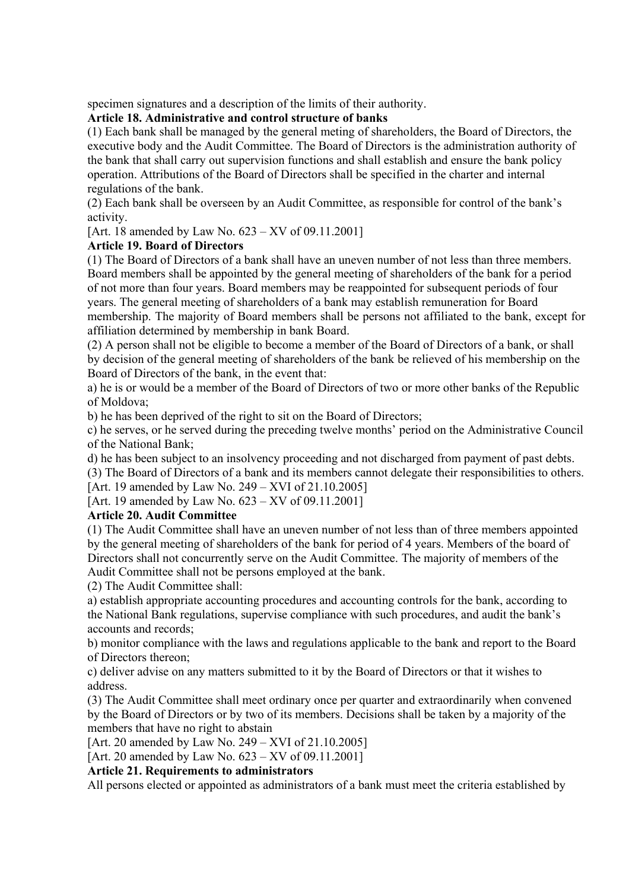specimen signatures and a description of the limits of their authority.

**Article 18. Administrative and control structure of banks**

(1) Each bank shall be managed by the general meting of shareholders, the Board of Directors, the executive body and the Audit Committee. The Board of Directors is the administration authority of the bank that shall carry out supervision functions and shall establish and ensure the bank policy operation. Attributions of the Board of Directors shall be specified in the charter and internal regulations of the bank.

(2) Each bank shall be overseen by an Audit Committee, as responsible for control of the bank's activity.

[Art. 18 amended by Law No. 623 – XV of 09.11.2001]

**Article 19. Board of Directors**

(1) The Board of Directors of a bank shall have an uneven number of not less than three members. Board members shall be appointed by the general meeting of shareholders of the bank for a period of not more than four years. Board members may be reappointed for subsequent periods of four years. The general meeting of shareholders of a bank may establish remuneration for Board membership. The majority of Board members shall be persons not affiliated to the bank, except for affiliation determined by membership in bank Board.

(2) A person shall not be eligible to become a member of the Board of Directors of a bank, or shall by decision of the general meeting of shareholders of the bank be relieved of his membership on the Board of Directors of the bank, in the event that:

a) he is or would be a member of the Board of Directors of two or more other banks of the Republic of Moldova;

b) he has been deprived of the right to sit on the Board of Directors;

c) he serves, or he served during the preceding twelve months' period on the Administrative Council of the National Bank;

d) he has been subject to an insolvency proceeding and not discharged from payment of past debts.

(3) The Board of Directors of a bank and its members cannot delegate their responsibilities to others.

[Art. 19 amended by Law No. 249 – XVI of 21.10.2005]

[Art. 19 amended by Law No. 623 – XV of 09.11.2001]

**Article 20. Audit Committee**

(1) The Audit Committee shall have an uneven number of not less than of three members appointed by the general meeting of shareholders of the bank for period of 4 years. Members of the board of Directors shall not concurrently serve on the Audit Committee. The majority of members of the Audit Committee shall not be persons employed at the bank.

(2) The Audit Committee shall:

a) establish appropriate accounting procedures and accounting controls for the bank, according to the National Bank regulations, supervise compliance with such procedures, and audit the bank's accounts and records;

b) monitor compliance with the laws and regulations applicable to the bank and report to the Board of Directors thereon;

c) deliver advise on any matters submitted to it by the Board of Directors or that it wishes to address.

(3) The Audit Committee shall meet ordinary once per quarter and extraordinarily when convened by the Board of Directors or by two of its members. Decisions shall be taken by a majority of the members that have no right to abstain

[Art. 20 amended by Law No. 249 – XVI of 21.10.2005]

[Art. 20 amended by Law No. 623 – XV of 09.11.2001]

**Article 21. Requirements to administrators**

All persons elected or appointed as administrators of a bank must meet the criteria established by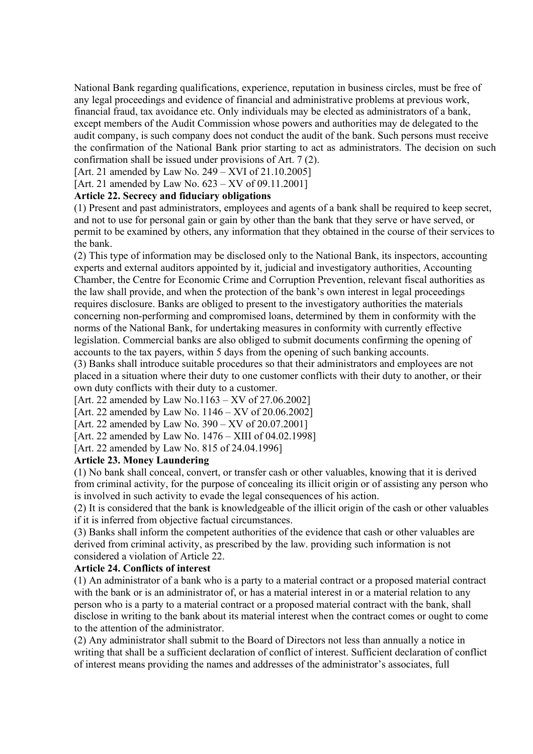National Bank regarding qualifications, experience, reputation in business circles, must be free of any legal proceedings and evidence of financial and administrative problems at previous work, financial fraud, tax avoidance etc. Only individuals may be elected as administrators of a bank, except members of the Audit Commission whose powers and authorities may de delegated to the audit company, is such company does not conduct the audit of the bank. Such persons must receive the confirmation of the National Bank prior starting to act as administrators. The decision on such confirmation shall be issued under provisions of Art. 7 (2).

[Art. 21 amended by Law No. 249 – XVI of 21.10.2005]

[Art. 21 amended by Law No. 623 – XV of 09.11.2001]

**Article 22. Secrecy and fiduciary obligations**

(1) Present and past administrators, employees and agents of a bank shall be required to keep secret, and not to use for personal gain or gain by other than the bank that they serve or have served, or permit to be examined by others, any information that they obtained in the course of their services to the bank.

(2) This type of information may be disclosed only to the National Bank, its inspectors, accounting experts and external auditors appointed by it, judicial and investigatory authorities, Accounting Chamber, the Centre for Economic Crime and Corruption Prevention, relevant fiscal authorities as the law shall provide, and when the protection of the bank's own interest in legal proceedings requires disclosure. Banks are obliged to present to the investigatory authorities the materials concerning non-performing and compromised loans, determined by them in conformity with the norms of the National Bank, for undertaking measures in conformity with currently effective legislation. Commercial banks are also obliged to submit documents confirming the opening of accounts to the tax payers, within 5 days from the opening of such banking accounts.

(3) Banks shall introduce suitable procedures so that their administrators and employees are not placed in a situation where their duty to one customer conflicts with their duty to another, or their own duty conflicts with their duty to a customer.

[Art. 22 amended by Law No.1163 – XV of 27.06.2002]

[Art. 22 amended by Law No. 1146 – XV of 20.06.2002]

[Art. 22 amended by Law No. 390 – XV of 20.07.2001]

[Art. 22 amended by Law No. 1476 – XIII of 04.02.1998]

[Art. 22 amended by Law No. 815 of 24.04.1996]

**Article 23. Money Laundering**

(1) No bank shall conceal, convert, or transfer cash or other valuables, knowing that it is derived from criminal activity, for the purpose of concealing its illicit origin or of assisting any person who is involved in such activity to evade the legal consequences of his action.

(2) It is considered that the bank is knowledgeable of the illicit origin of the cash or other valuables if it is inferred from objective factual circumstances.

(3) Banks shall inform the competent authorities of the evidence that cash or other valuables are derived from criminal activity, as prescribed by the law. providing such information is not considered a violation of Article 22.

**Article 24. Conflicts of interest**

(1) An administrator of a bank who is a party to a material contract or a proposed material contract with the bank or is an administrator of, or has a material interest in or a material relation to any person who is a party to a material contract or a proposed material contract with the bank, shall disclose in writing to the bank about its material interest when the contract comes or ought to come to the attention of the administrator.

(2) Any administrator shall submit to the Board of Directors not less than annually a notice in writing that shall be a sufficient declaration of conflict of interest. Sufficient declaration of conflict of interest means providing the names and addresses of the administrator's associates, full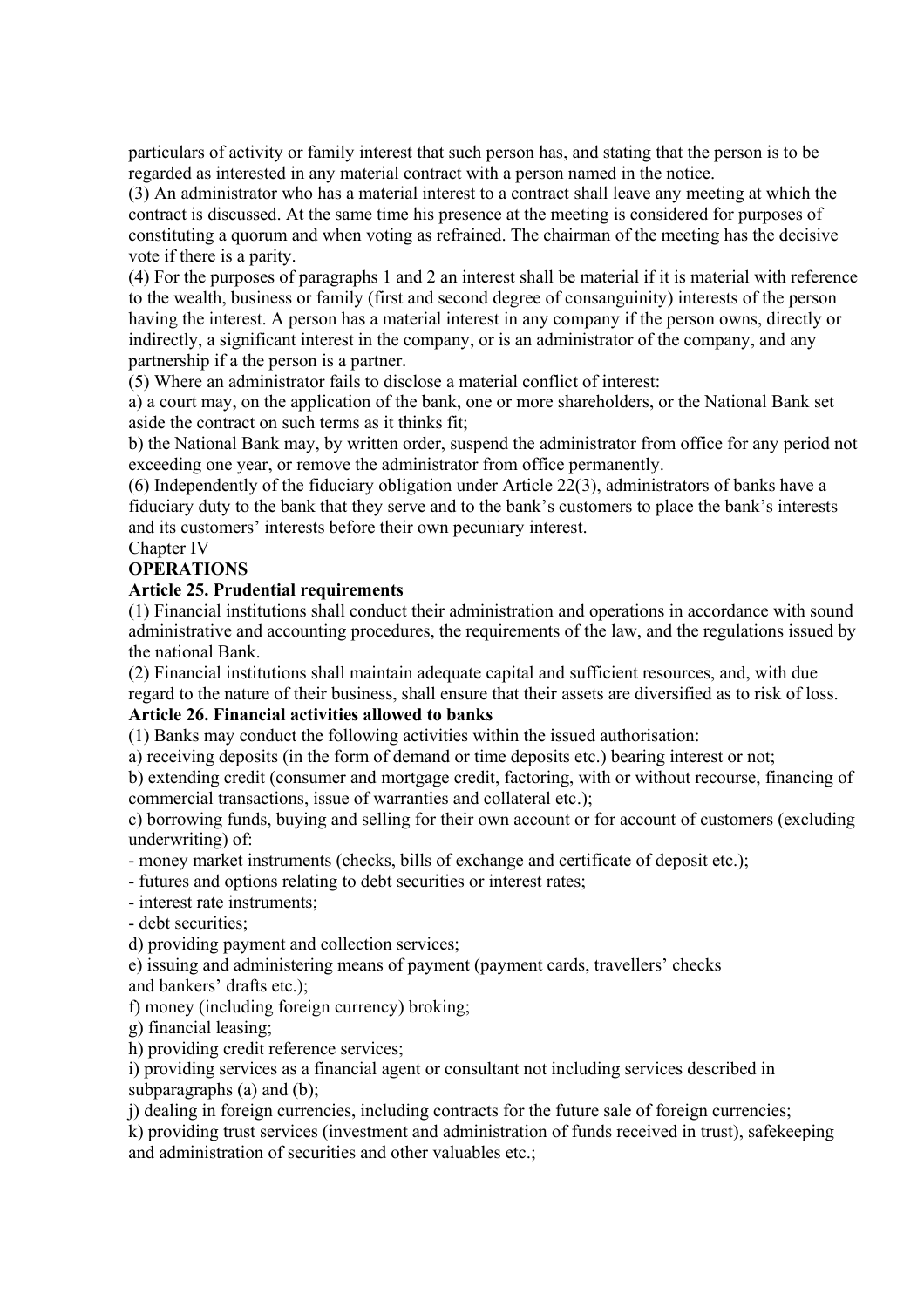particulars of activity or family interest that such person has, and stating that the person is to be regarded as interested in any material contract with a person named in the notice.

(3) An administrator who has a material interest to a contract shall leave any meeting at which the contract is discussed. At the same time his presence at the meeting is considered for purposes of constituting a quorum and when voting as refrained. The chairman of the meeting has the decisive vote if there is a parity.

(4) For the purposes of paragraphs 1 and 2 an interest shall be material if it is material with reference to the wealth, business or family (first and second degree of consanguinity) interests of the person having the interest. A person has a material interest in any company if the person owns, directly or indirectly, a significant interest in the company, or is an administrator of the company, and any partnership if a the person is a partner.

(5) Where an administrator fails to disclose a material conflict of interest:

a) a court may, on the application of the bank, one or more shareholders, or the National Bank set aside the contract on such terms as it thinks fit;

b) the National Bank may, by written order, suspend the administrator from office for any period not exceeding one year, or remove the administrator from office permanently.

(6) Independently of the fiduciary obligation under Article 22(3), administrators of banks have a fiduciary duty to the bank that they serve and to the bank's customers to place the bank's interests and its customers' interests before their own pecuniary interest.

Chapter IV

**OPERATIONS**

**Article 25. Prudential requirements**

(1) Financial institutions shall conduct their administration and operations in accordance with sound administrative and accounting procedures, the requirements of the law, and the regulations issued by the national Bank.

(2) Financial institutions shall maintain adequate capital and sufficient resources, and, with due regard to the nature of their business, shall ensure that their assets are diversified as to risk of loss.

**Article 26. Financial activities allowed to banks**

(1) Banks may conduct the following activities within the issued authorisation:

a) receiving deposits (in the form of demand or time deposits etc.) bearing interest or not;

b) extending credit (consumer and mortgage credit, factoring, with or without recourse, financing of commercial transactions, issue of warranties and collateral etc.);

c) borrowing funds, buying and selling for their own account or for account of customers (excluding underwriting) of:

- money market instruments (checks, bills of exchange and certificate of deposit etc.);
- futures and options relating to debt securities or interest rates;
- interest rate instruments;
- debt securities;

d) providing payment and collection services;

e) issuing and administering means of payment (payment cards, travellers' checks and bankers' drafts etc.);

f) money (including foreign currency) broking;

g) financial leasing;

h) providing credit reference services;

i) providing services as a financial agent or consultant not including services described in subparagraphs (a) and (b);

j) dealing in foreign currencies, including contracts for the future sale of foreign currencies;

k) providing trust services (investment and administration of funds received in trust), safekeeping and administration of securities and other valuables etc.;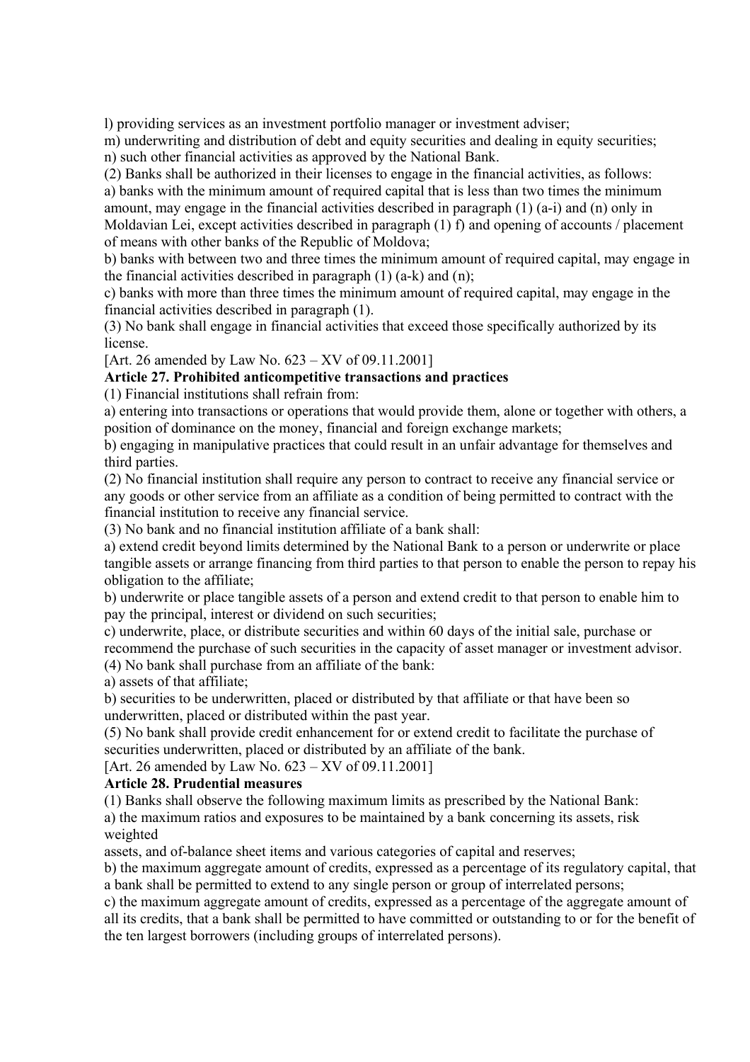l) providing services as an investment portfolio manager or investment adviser;

m) underwriting and distribution of debt and equity securities and dealing in equity securities;

n) such other financial activities as approved by the National Bank.

(2) Banks shall be authorized in their licenses to engage in the financial activities, as follows:

a) banks with the minimum amount of required capital that is less than two times the minimum amount, may engage in the financial activities described in paragraph (1) (a-i) and (n) only in Moldavian Lei, except activities described in paragraph (1) f) and opening of accounts / placement of means with other banks of the Republic of Moldova;

b) banks with between two and three times the minimum amount of required capital, may engage in the financial activities described in paragraph (1) (a-k) and (n);

c) banks with more than three times the minimum amount of required capital, may engage in the financial activities described in paragraph (1).

(3) No bank shall engage in financial activities that exceed those specifically authorized by its license.

[Art. 26 amended by Law No. 623 – XV of 09.11.2001]

**Article 27. Prohibited anticompetitive transactions and practices**

(1) Financial institutions shall refrain from:

a) entering into transactions or operations that would provide them, alone or together with others, a position of dominance on the money, financial and foreign exchange markets;

b) engaging in manipulative practices that could result in an unfair advantage for themselves and third parties.

(2) No financial institution shall require any person to contract to receive any financial service or any goods or other service from an affiliate as a condition of being permitted to contract with the financial institution to receive any financial service.

(3) No bank and no financial institution affiliate of a bank shall:

a) extend credit beyond limits determined by the National Bank to a person or underwrite or place tangible assets or arrange financing from third parties to that person to enable the person to repay his obligation to the affiliate;

b) underwrite or place tangible assets of a person and extend credit to that person to enable him to pay the principal, interest or dividend on such securities;

c) underwrite, place, or distribute securities and within 60 days of the initial sale, purchase or recommend the purchase of such securities in the capacity of asset manager or investment advisor.

(4) No bank shall purchase from an affiliate of the bank:

a) assets of that affiliate;

b) securities to be underwritten, placed or distributed by that affiliate or that have been so underwritten, placed or distributed within the past year.

(5) No bank shall provide credit enhancement for or extend credit to facilitate the purchase of securities underwritten, placed or distributed by an affiliate of the bank.

[Art. 26 amended by Law No. 623 – XV of 09.11.2001]

**Article 28. Prudential measures**

(1) Banks shall observe the following maximum limits as prescribed by the National Bank:

a) the maximum ratios and exposures to be maintained by a bank concerning its assets, risk weighted
assets, and of-balance sheet items and various categories of capital and reserves;

b) the maximum aggregate amount of credits, expressed as a percentage of its regulatory capital, that a bank shall be permitted to extend to any single person or group of interrelated persons;

c) the maximum aggregate amount of credits, expressed as a percentage of the aggregate amount of all its credits, that a bank shall be permitted to have committed or outstanding to or for the benefit of the ten largest borrowers (including groups of interrelated persons).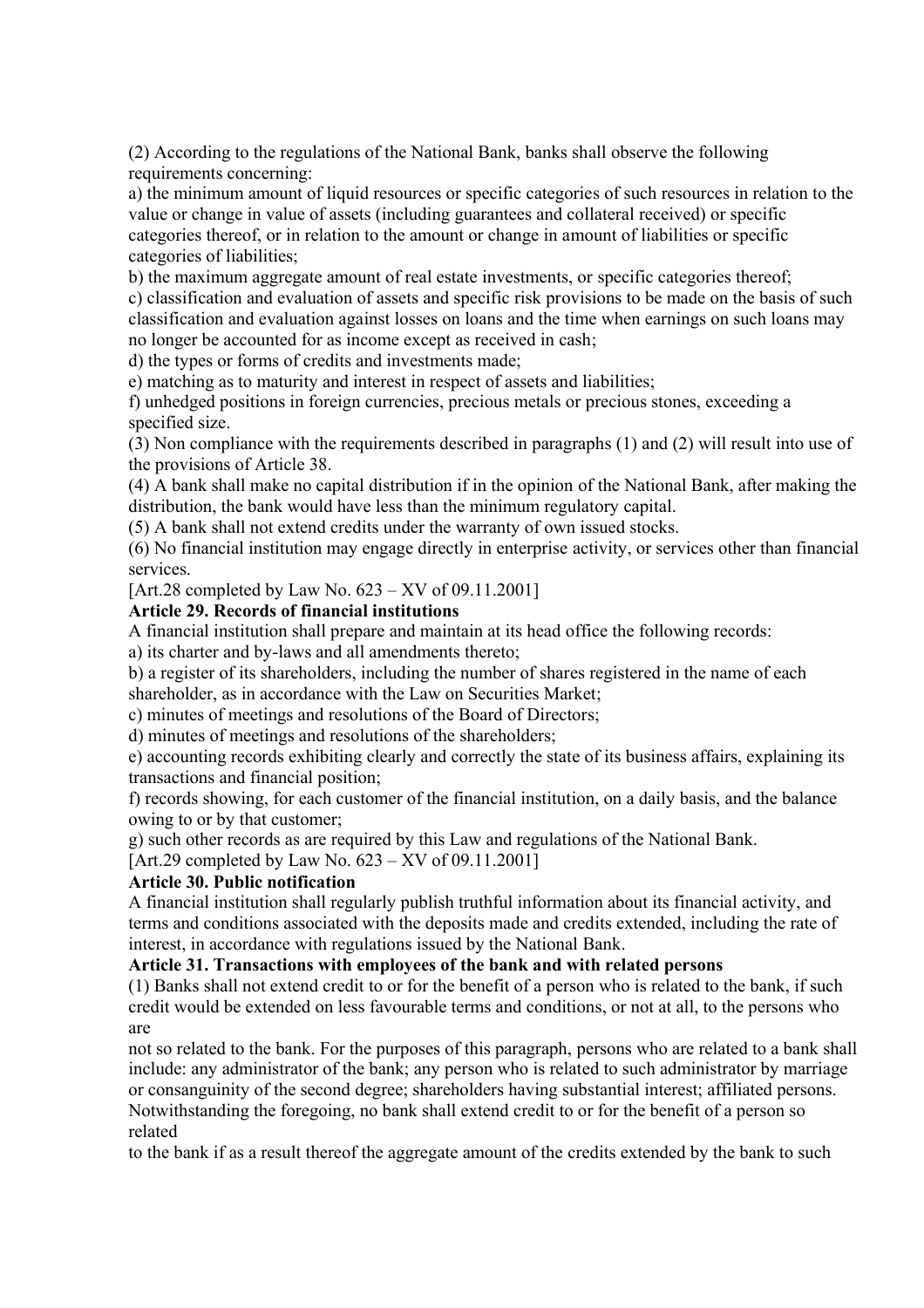(2) According to the regulations of the National Bank, banks shall observe the following requirements concerning:

a) the minimum amount of liquid resources or specific categories of such resources in relation to the value or change in value of assets (including guarantees and collateral received) or specific categories thereof, or in relation to the amount or change in amount of liabilities or specific categories of liabilities;

b) the maximum aggregate amount of real estate investments, or specific categories thereof;

c) classification and evaluation of assets and specific risk provisions to be made on the basis of such classification and evaluation against losses on loans and the time when earnings on such loans may no longer be accounted for as income except as received in cash;

d) the types or forms of credits and investments made;

e) matching as to maturity and interest in respect of assets and liabilities;

f) unhedged positions in foreign currencies, precious metals or precious stones, exceeding a specified size.

(3) Non compliance with the requirements described in paragraphs (1) and (2) will result into use of the provisions of Article 38.

(4) A bank shall make no capital distribution if in the opinion of the National Bank, after making the distribution, the bank would have less than the minimum regulatory capital.

(5) A bank shall not extend credits under the warranty of own issued stocks.

(6) No financial institution may engage directly in enterprise activity, or services other than financial services.

[Art.28 completed by Law No. 623 – XV of 09.11.2001]

**Article 29. Records of financial institutions**

A financial institution shall prepare and maintain at its head office the following records:

a) its charter and by-laws and all amendments thereto;

b) a register of its shareholders, including the number of shares registered in the name of each shareholder, as in accordance with the Law on Securities Market;

c) minutes of meetings and resolutions of the Board of Directors;

d) minutes of meetings and resolutions of the shareholders;

e) accounting records exhibiting clearly and correctly the state of its business affairs, explaining its transactions and financial position;

f) records showing, for each customer of the financial institution, on a daily basis, and the balance owing to or by that customer;

g) such other records as are required by this Law and regulations of the National Bank.

[Art.29 completed by Law No. 623 – XV of 09.11.2001]

**Article 30. Public notification**

A financial institution shall regularly publish truthful information about its financial activity, and terms and conditions associated with the deposits made and credits extended, including the rate of interest, in accordance with regulations issued by the National Bank.

**Article 31. Transactions with employees of the bank and with related persons**

(1) Banks shall not extend credit to or for the benefit of a person who is related to the bank, if such credit would be extended on less favourable terms and conditions, or not at all, to the persons who are not so related to the bank. For the purposes of this paragraph, persons who are related to a bank shall include: any administrator of the bank; any person who is related to such administrator by marriage or consanguinity of the second degree; shareholders having substantial interest; affiliated persons. Notwithstanding the foregoing, no bank shall extend credit to or for the benefit of a person so related to the bank if as a result thereof the aggregate amount of the credits extended by the bank to such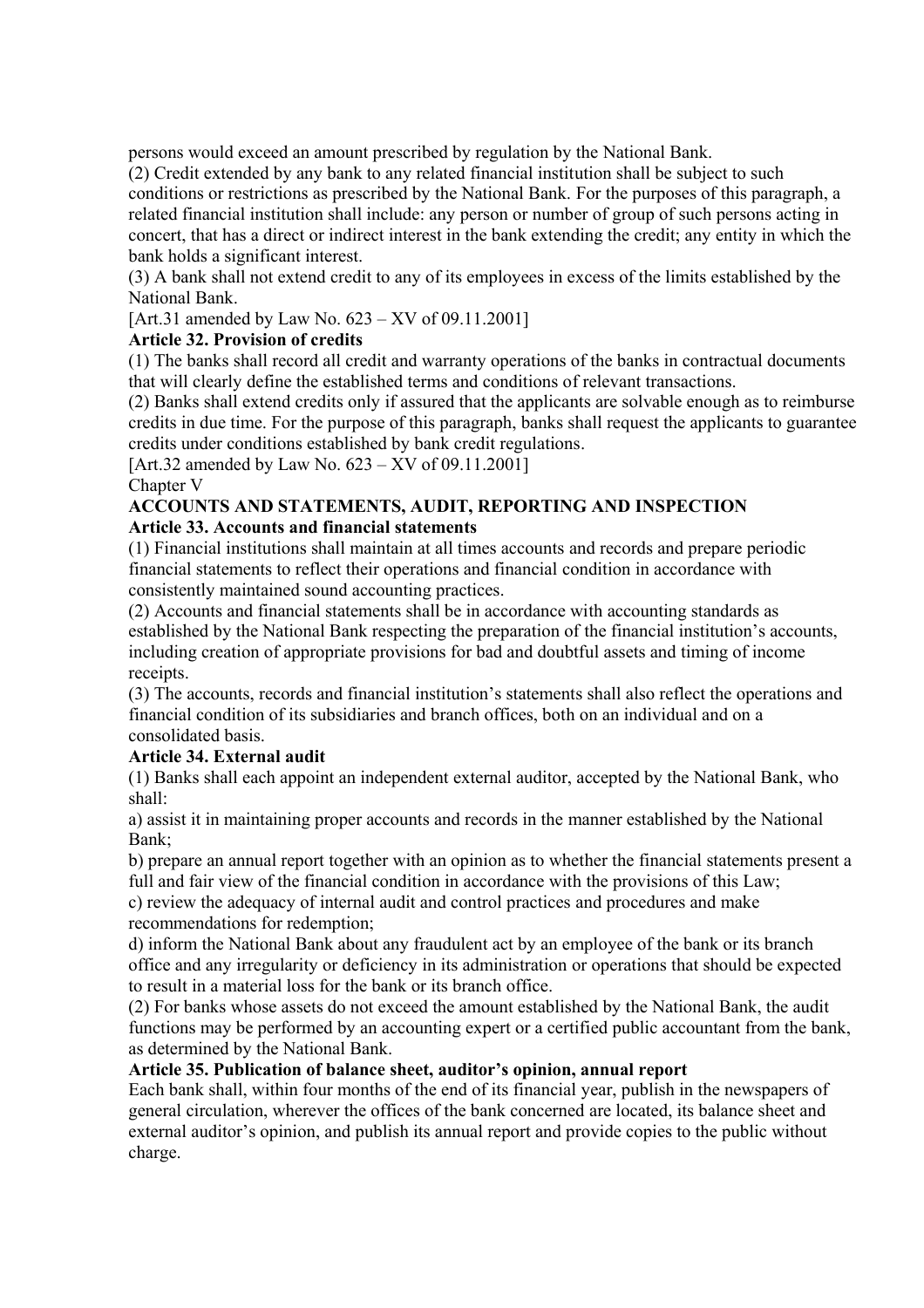persons would exceed an amount prescribed by regulation by the National Bank.

(2) Credit extended by any bank to any related financial institution shall be subject to such conditions or restrictions as prescribed by the National Bank. For the purposes of this paragraph, a related financial institution shall include: any person or number of group of such persons acting in concert, that has a direct or indirect interest in the bank extending the credit; any entity in which the bank holds a significant interest.

(3) A bank shall not extend credit to any of its employees in excess of the limits established by the National Bank.

[Art.31 amended by Law No. 623 – XV of 09.11.2001]

**Article 32. Provision of credits**

(1) The banks shall record all credit and warranty operations of the banks in contractual documents that will clearly define the established terms and conditions of relevant transactions.

(2) Banks shall extend credits only if assured that the applicants are solvable enough as to reimburse credits in due time. For the purpose of this paragraph, banks shall request the applicants to guarantee credits under conditions established by bank credit regulations.

[Art.32 amended by Law No. 623 – XV of 09.11.2001]

Chapter V

## ACCOUNTS AND STATEMENTS, AUDIT, REPORTING AND INSPECTION

**Article 33. Accounts and financial statements**

(1) Financial institutions shall maintain at all times accounts and records and prepare periodic financial statements to reflect their operations and financial condition in accordance with consistently maintained sound accounting practices.

(2) Accounts and financial statements shall be in accordance with accounting standards as established by the National Bank respecting the preparation of the financial institution's accounts, including creation of appropriate provisions for bad and doubtful assets and timing of income receipts.

(3) The accounts, records and financial institution's statements shall also reflect the operations and financial condition of its subsidiaries and branch offices, both on an individual and on a consolidated basis.

**Article 34. External audit**

(1) Banks shall each appoint an independent external auditor, accepted by the National Bank, who shall:

a) assist it in maintaining proper accounts and records in the manner established by the National Bank;

b) prepare an annual report together with an opinion as to whether the financial statements present a full and fair view of the financial condition in accordance with the provisions of this Law;

c) review the adequacy of internal audit and control practices and procedures and make recommendations for redemption;

d) inform the National Bank about any fraudulent act by an employee of the bank or its branch office and any irregularity or deficiency in its administration or operations that should be expected to result in a material loss for the bank or its branch office.

(2) For banks whose assets do not exceed the amount established by the National Bank, the audit functions may be performed by an accounting expert or a certified public accountant from the bank, as determined by the National Bank.

**Article 35. Publication of balance sheet, auditor's opinion, annual report**

Each bank shall, within four months of the end of its financial year, publish in the newspapers of general circulation, wherever the offices of the bank concerned are located, its balance sheet and external auditor's opinion, and publish its annual report and provide copies to the public without charge.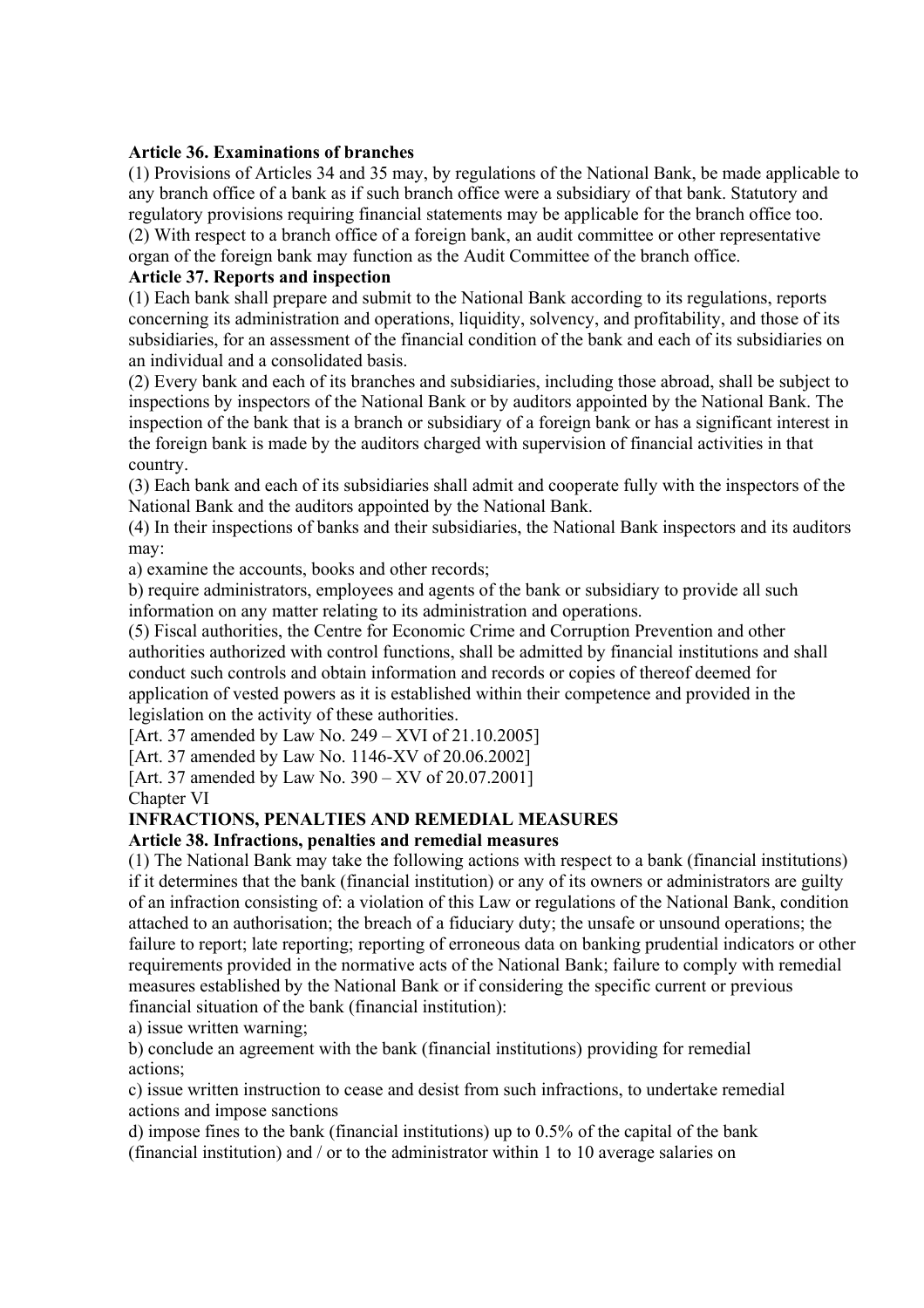**Article 36. Examinations of branches**

(1) Provisions of Articles 34 and 35 may, by regulations of the National Bank, be made applicable to any branch office of a bank as if such branch office were a subsidiary of that bank. Statutory and regulatory provisions requiring financial statements may be applicable for the branch office too.

(2) With respect to a branch office of a foreign bank, an audit committee or other representative organ of the foreign bank may function as the Audit Committee of the branch office.

**Article 37. Reports and inspection**

(1) Each bank shall prepare and submit to the National Bank according to its regulations, reports concerning its administration and operations, liquidity, solvency, and profitability, and those of its subsidiaries, for an assessment of the financial condition of the bank and each of its subsidiaries on an individual and a consolidated basis.

(2) Every bank and each of its branches and subsidiaries, including those abroad, shall be subject to inspections by inspectors of the National Bank or by auditors appointed by the National Bank. The inspection of the bank that is a branch or subsidiary of a foreign bank or has a significant interest in the foreign bank is made by the auditors charged with supervision of financial activities in that country.

(3) Each bank and each of its subsidiaries shall admit and cooperate fully with the inspectors of the National Bank and the auditors appointed by the National Bank.

(4) In their inspections of banks and their subsidiaries, the National Bank inspectors and its auditors may:

a) examine the accounts, books and other records;

b) require administrators, employees and agents of the bank or subsidiary to provide all such information on any matter relating to its administration and operations.

(5) Fiscal authorities, the Centre for Economic Crime and Corruption Prevention and other authorities authorized with control functions, shall be admitted by financial institutions and shall conduct such controls and obtain information and records or copies of thereof deemed for application of vested powers as it is established within their competence and provided in the legislation on the activity of these authorities.

[Art. 37 amended by Law No. 249 – XVI of 21.10.2005]

[Art. 37 amended by Law No. 1146-XV of 20.06.2002]

[Art. 37 amended by Law No. 390 – XV of 20.07.2001]

Chapter VI

**INFRACTIONS, PENALTIES AND REMEDIAL MEASURES**

**Article 38. Infractions, penalties and remedial measures**

(1) The National Bank may take the following actions with respect to a bank (financial institutions) if it determines that the bank (financial institution) or any of its owners or administrators are guilty of an infraction consisting of: a violation of this Law or regulations of the National Bank, condition attached to an authorisation; the breach of a fiduciary duty; the unsafe or unsound operations; the failure to report; late reporting; reporting of erroneous data on banking prudential indicators or other requirements provided in the normative acts of the National Bank; failure to comply with remedial measures established by the National Bank or if considering the specific current or previous financial situation of the bank (financial institution):

a) issue written warning;

b) conclude an agreement with the bank (financial institutions) providing for remedial actions;

c) issue written instruction to cease and desist from such infractions, to undertake remedial actions and impose sanctions

d) impose fines to the bank (financial institutions) up to 0.5% of the capital of the bank (financial institution) and / or to the administrator within 1 to 10 average salaries on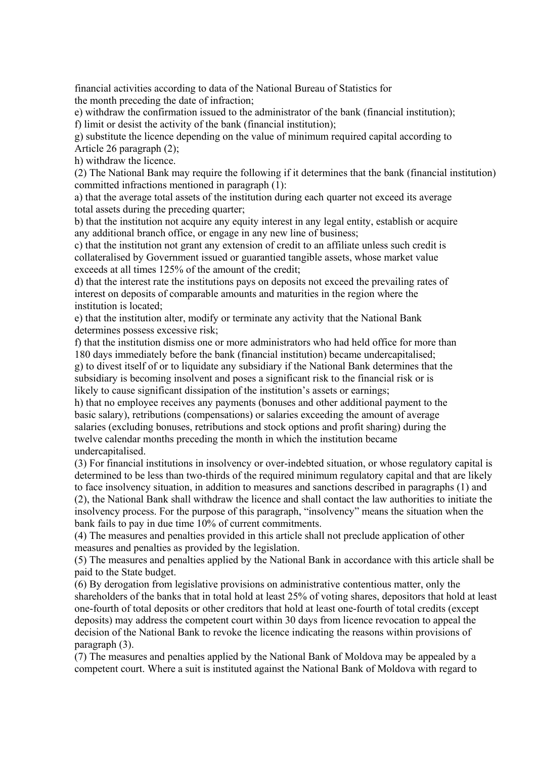financial activities according to data of the National Bureau of Statistics for the month preceding the date of infraction;

e) withdraw the confirmation issued to the administrator of the bank (financial institution);

f) limit or desist the activity of the bank (financial institution);

g) substitute the licence depending on the value of minimum required capital according to Article 26 paragraph (2);

h) withdraw the licence.

(2) The National Bank may require the following if it determines that the bank (financial institution) committed infractions mentioned in paragraph (1):

a) that the average total assets of the institution during each quarter not exceed its average total assets during the preceding quarter;

b) that the institution not acquire any equity interest in any legal entity, establish or acquire any additional branch office, or engage in any new line of business;

c) that the institution not grant any extension of credit to an affiliate unless such credit is collateralised by Government issued or guarantied tangible assets, whose market value exceeds at all times 125% of the amount of the credit;

d) that the interest rate the institutions pays on deposits not exceed the prevailing rates of interest on deposits of comparable amounts and maturities in the region where the institution is located;

e) that the institution alter, modify or terminate any activity that the National Bank determines possess excessive risk;

f) that the institution dismiss one or more administrators who had held office for more than 180 days immediately before the bank (financial institution) became undercapitalised;

g) to divest itself of or to liquidate any subsidiary if the National Bank determines that the subsidiary is becoming insolvent and poses a significant risk to the financial risk or is likely to cause significant dissipation of the institution's assets or earnings;

h) that no employee receives any payments (bonuses and other additional payment to the basic salary), retributions (compensations) or salaries exceeding the amount of average salaries (excluding bonuses, retributions and stock options and profit sharing) during the twelve calendar months preceding the month in which the institution became undercapitalised.

(3) For financial institutions in insolvency or over-indebted situation, or whose regulatory capital is determined to be less than two-thirds of the required minimum regulatory capital and that are likely to face insolvency situation, in addition to measures and sanctions described in paragraphs (1) and (2), the National Bank shall withdraw the licence and shall contact the law authorities to initiate the insolvency process. For the purpose of this paragraph, "insolvency" means the situation when the bank fails to pay in due time 10% of current commitments.

(4) The measures and penalties provided in this article shall not preclude application of other measures and penalties as provided by the legislation.

(5) The measures and penalties applied by the National Bank in accordance with this article shall be paid to the State budget.

(6) By derogation from legislative provisions on administrative contentious matter, only the shareholders of the banks that in total hold at least 25% of voting shares, depositors that hold at least one-fourth of total deposits or other creditors that hold at least one-fourth of total credits (except deposits) may address the competent court within 30 days from licence revocation to appeal the decision of the National Bank to revoke the licence indicating the reasons within provisions of paragraph (3).

(7) The measures and penalties applied by the National Bank of Moldova may be appealed by a competent court. Where a suit is instituted against the National Bank of Moldova with regard to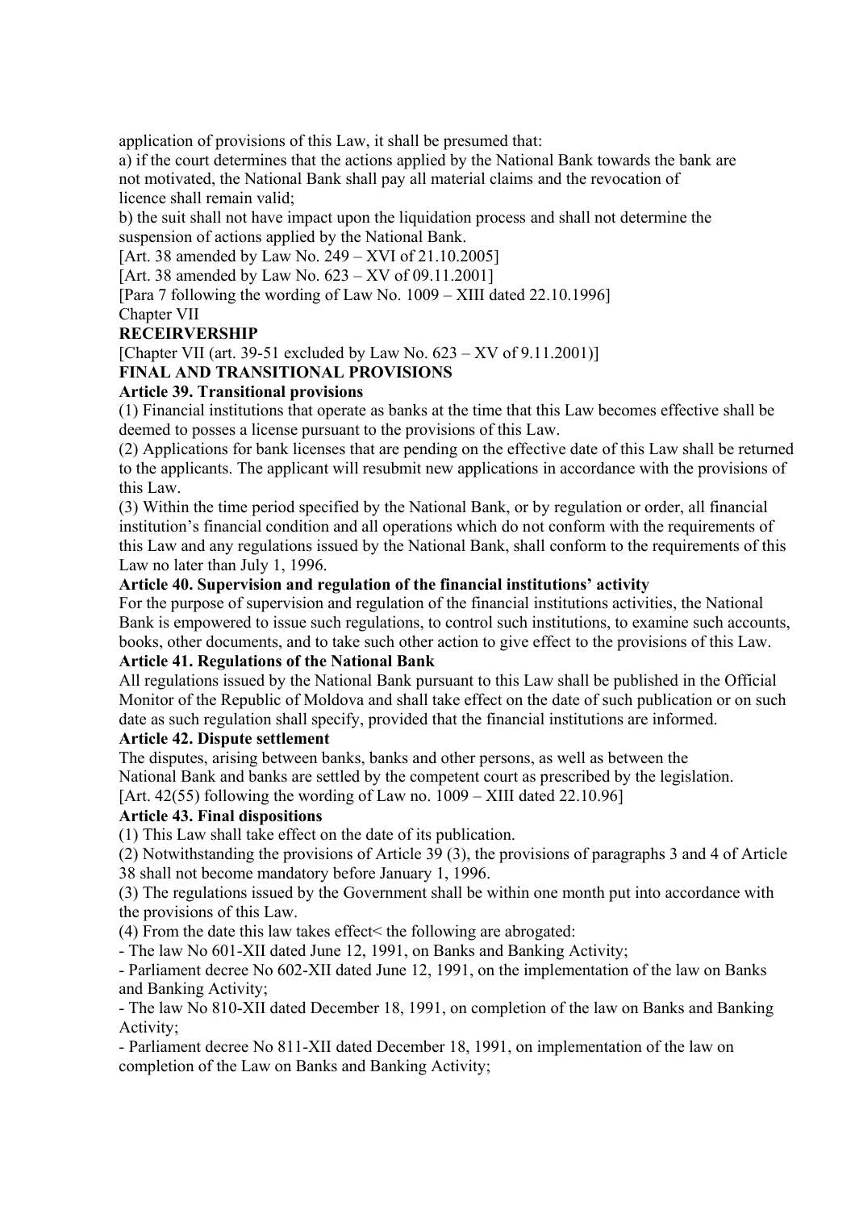application of provisions of this Law, it shall be presumed that:

a) if the court determines that the actions applied by the National Bank towards the bank are not motivated, the National Bank shall pay all material claims and the revocation of licence shall remain valid;

b) the suit shall not have impact upon the liquidation process and shall not determine the suspension of actions applied by the National Bank.

[Art. 38 amended by Law No. 249 – XVI of 21.10.2005]

[Art. 38 amended by Law No. 623 – XV of 09.11.2001]

[Para 7 following the wording of Law No. 1009 – XIII dated 22.10.1996]

Chapter VII

**RECEIRVERSHIP**

[Chapter VII (art. 39-51 excluded by Law No. 623 – XV of 9.11.2001)]

**FINAL AND TRANSITIONAL PROVISIONS**

**Article 39. Transitional provisions**

(1) Financial institutions that operate as banks at the time that this Law becomes effective shall be deemed to posses a license pursuant to the provisions of this Law.

(2) Applications for bank licenses that are pending on the effective date of this Law shall be returned to the applicants. The applicant will resubmit new applications in accordance with the provisions of this Law.

(3) Within the time period specified by the National Bank, or by regulation or order, all financial institution's financial condition and all operations which do not conform with the requirements of this Law and any regulations issued by the National Bank, shall conform to the requirements of this Law no later than July 1, 1996.

**Article 40. Supervision and regulation of the financial institutions' activity**

For the purpose of supervision and regulation of the financial institutions activities, the National Bank is empowered to issue such regulations, to control such institutions, to examine such accounts, books, other documents, and to take such other action to give effect to the provisions of this Law.

**Article 41. Regulations of the National Bank**

All regulations issued by the National Bank pursuant to this Law shall be published in the Official Monitor of the Republic of Moldova and shall take effect on the date of such publication or on such date as such regulation shall specify, provided that the financial institutions are informed.

**Article 42. Dispute settlement**

The disputes, arising between banks, banks and other persons, as well as between the National Bank and banks are settled by the competent court as prescribed by the legislation.

[Art. 42(55) following the wording of Law no. 1009 – XIII dated 22.10.96]

**Article 43. Final dispositions**

(1) This Law shall take effect on the date of its publication.

(2) Notwithstanding the provisions of Article 39 (3), the provisions of paragraphs 3 and 4 of Article 38 shall not become mandatory before January 1, 1996.

(3) The regulations issued by the Government shall be within one month put into accordance with the provisions of this Law.

(4) From the date this law takes effect< the following are abrogated:

- The law No 601-XII dated June 12, 1991, on Banks and Banking Activity;
- Parliament decree No 602-XII dated June 12, 1991, on the implementation of the law on Banks and Banking Activity;
- The law No 810-XII dated December 18, 1991, on completion of the law on Banks and Banking Activity;
- Parliament decree No 811-XII dated December 18, 1991, on implementation of the law on completion of the Law on Banks and Banking Activity;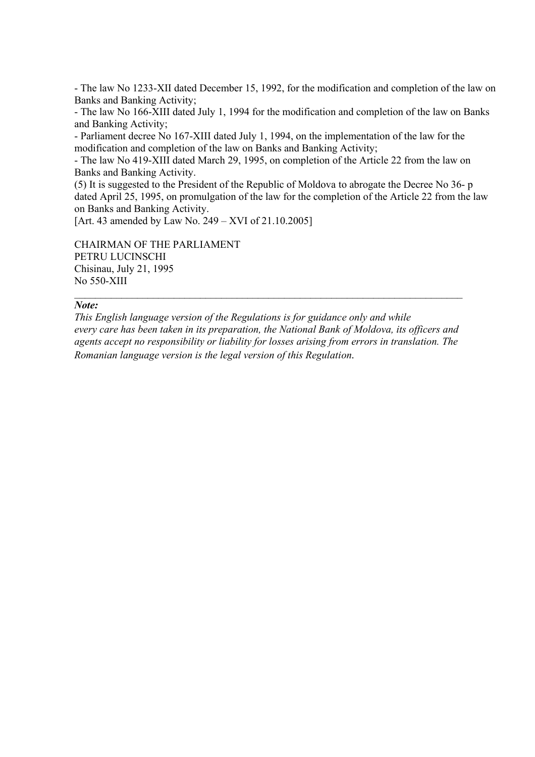- The law No 1233-XII dated December 15, 1992, for the modification and completion of the law on Banks and Banking Activity;
- The law No 166-XIII dated July 1, 1994 for the modification and completion of the law on Banks and Banking Activity;
- Parliament decree No 167-XIII dated July 1, 1994, on the implementation of the law for the modification and completion of the law on Banks and Banking Activity;
- The law No 419-XIII dated March 29, 1995, on completion of the Article 22 from the law on Banks and Banking Activity.

(5) It is suggested to the President of the Republic of Moldova to abrogate the Decree No 36- p dated April 25, 1995, on promulgation of the law for the completion of the Article 22 from the law on Banks and Banking Activity.

[Art. 43 amended by Law No. 249 – XVI of 21.10.2005]

CHAIRMAN OF THE PARLIAMENT
PETRU LUCINSCHI
Chisinau, July 21, 1995
No 550-XIII

---

***Note:***

*This English language version of the Regulations is for guidance only and while every care has been taken in its preparation, the National Bank of Moldova, its officers and agents accept no responsibility or liability for losses arising from errors in translation. The Romanian language version is the legal version of this Regulation.*